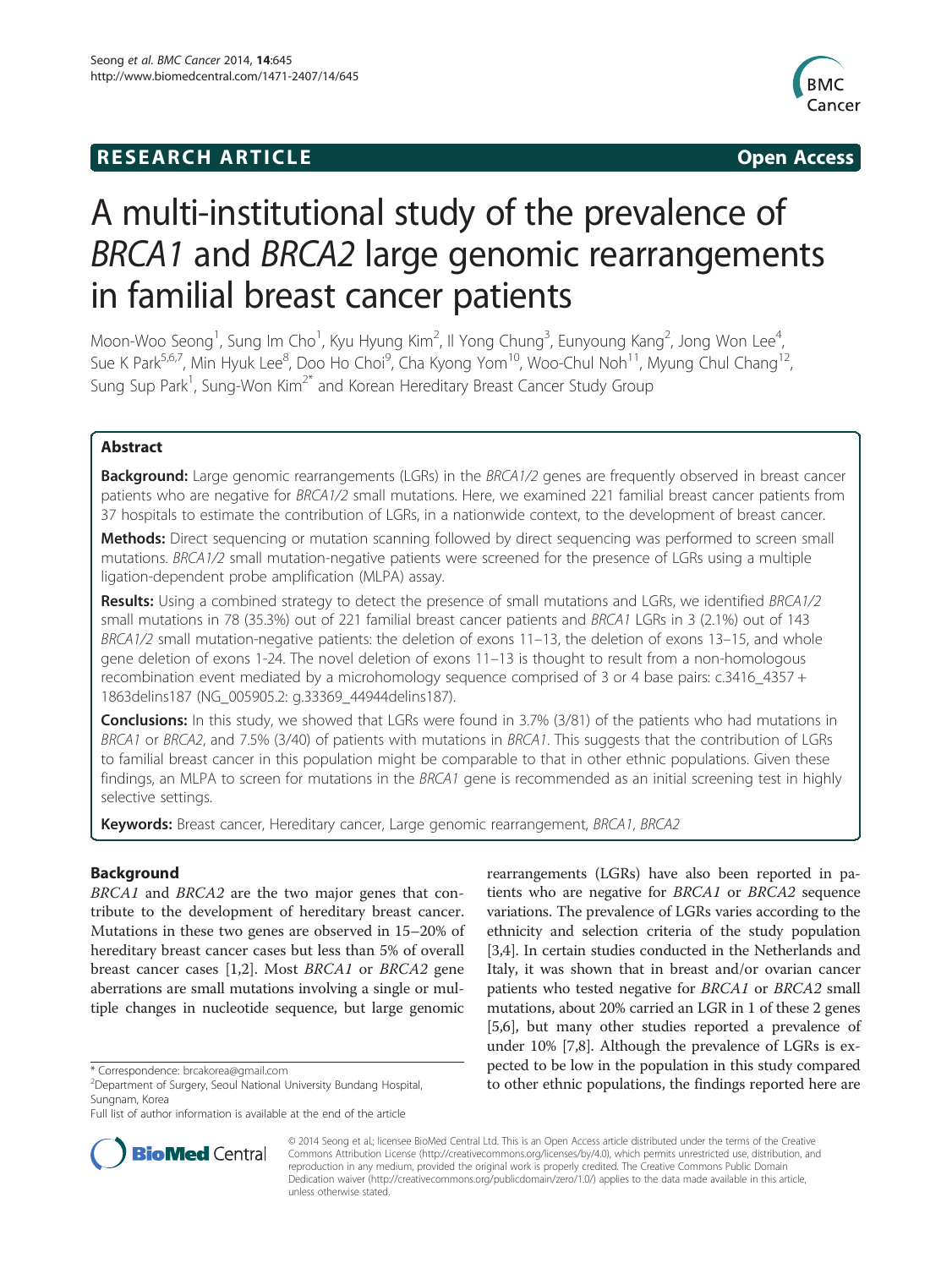**RESEARCH ARTICLE** **Open Access**

# A multi-institutional study of the prevalence of *BRCA1* and *BRCA2* large genomic rearrangements in familial breast cancer patients

Moon-Woo Seong[1], Sung Im Cho[1], Kyu Hyung Kim[2], Il Yong Chung[3], Eunyoung Kang[2], Jong Won Lee[4], Sue K Park[5,6,7], Min Hyuk Lee[8], Doo Ho Choi[9], Cha Kyong Yom[10], Woo-Chul Noh[11], Myung Chul Chang[12], Sung Sup Park[1], Sung-Won Kim[2*] and Korean Hereditary Breast Cancer Study Group

## Abstract

**Background:** Large genomic rearrangements (LGRs) in the *BRCA1/2* genes are frequently observed in breast cancer patients who are negative for *BRCA1/2* small mutations. Here, we examined 221 familial breast cancer patients from 37 hospitals to estimate the contribution of LGRs, in a nationwide context, to the development of breast cancer.

**Methods:** Direct sequencing or mutation scanning followed by direct sequencing was performed to screen small mutations. *BRCA1/2* small mutation-negative patients were screened for the presence of LGRs using a multiple ligation-dependent probe amplification (MLPA) assay.

**Results:** Using a combined strategy to detect the presence of small mutations and LGRs, we identified *BRCA1/2* small mutations in 78 (35.3%) out of 221 familial breast cancer patients and *BRCA1* LGRs in 3 (2.1%) out of 143 *BRCA1/2* small mutation-negative patients: the deletion of exons 11–13, the deletion of exons 13–15, and whole gene deletion of exons 1-24. The novel deletion of exons 11–13 is thought to result from a non-homologous recombination event mediated by a microhomology sequence comprised of 3 or 4 base pairs: c.3416_4357 + 1863delins187 (NG_005905.2: g.33369_44944delins187).

**Conclusions:** In this study, we showed that LGRs were found in 3.7% (3/81) of the patients who had mutations in *BRCA1* or *BRCA2*, and 7.5% (3/40) of patients with mutations in *BRCA1*. This suggests that the contribution of LGRs to familial breast cancer in this population might be comparable to that in other ethnic populations. Given these findings, an MLPA to screen for mutations in the *BRCA1* gene is recommended as an initial screening test in highly selective settings.

**Keywords:** Breast cancer, Hereditary cancer, Large genomic rearrangement, BRCA1, BRCA2

## Background

*BRCA1* and *BRCA2* are the two major genes that contribute to the development of hereditary breast cancer. Mutations in these two genes are observed in 15–20% of hereditary breast cancer cases but less than 5% of overall breast cancer cases [1,2]. Most *BRCA1* or *BRCA2* gene aberrations are small mutations involving a single or multiple changes in nucleotide sequence, but large genomic rearrangements (LGRs) have also been reported in patients who are negative for *BRCA1* or *BRCA2* sequence variations. The prevalence of LGRs varies according to the ethnicity and selection criteria of the study population [3,4]. In certain studies conducted in the Netherlands and Italy, it was shown that in breast and/or ovarian cancer patients who tested negative for *BRCA1* or *BRCA2* small mutations, about 20% carried an LGR in 1 of these 2 genes [5,6], but many other studies reported a prevalence of under 10% [7,8]. Although the prevalence of LGRs is expected to be low in the population in this study compared to other ethnic populations, the findings reported here are

\* Correspondence: brcakorea@gmail.com
[2]Department of Surgery, Seoul National University Bundang Hospital, Sungnam, Korea
Full list of author information is available at the end of the article

© 2014 Seong et al.; licensee BioMed Central Ltd. This is an Open Access article distributed under the terms of the Creative Commons Attribution License (http://creativecommons.org/licenses/by/4.0), which permits unrestricted use, distribution, and reproduction in any medium, provided the original work is properly credited. The Creative Commons Public Domain Dedication waiver (http://creativecommons.org/publicdomain/zero/1.0/) applies to the data made available in this article, unless otherwise stated.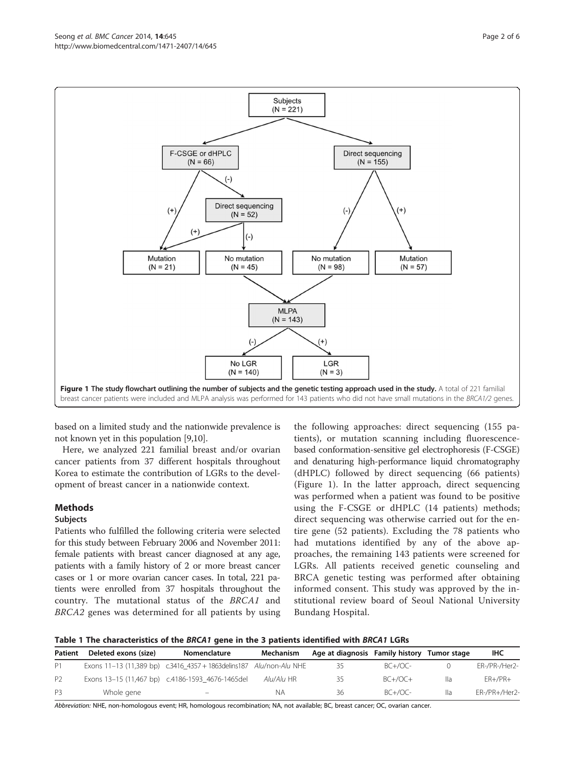Figure 1 The study flowchart outlining the number of subjects and the genetic testing approach used in the study. A total of 221 familial breast cancer patients were included and MLPA analysis was performed for 143 patients who did not have small mutations in the *BRCA1/2* genes.

based on a limited study and the nationwide prevalence is not known yet in this population [9,10].

Here, we analyzed 221 familial breast and/or ovarian cancer patients from 37 different hospitals throughout Korea to estimate the contribution of LGRs to the development of breast cancer in a nationwide context.

## Methods

### Subjects

Patients who fulfilled the following criteria were selected for this study between February 2006 and November 2011: female patients with breast cancer diagnosed at any age, patients with a family history of 2 or more breast cancer cases or 1 or more ovarian cancer cases. In total, 221 patients were enrolled from 37 hospitals throughout the country. The mutational status of the *BRCA1* and *BRCA2* genes was determined for all patients by using the following approaches: direct sequencing (155 patients), or mutation scanning including fluorescence-based conformation-sensitive gel electrophoresis (F-CSGE) and denaturing high-performance liquid chromatography (dHPLC) followed by direct sequencing (66 patients) (Figure 1). In the latter approach, direct sequencing was performed when a patient was found to be positive using the F-CSGE or dHPLC (14 patients) methods; direct sequencing was otherwise carried out for the entire gene (52 patients). Excluding the 78 patients who had mutations identified by any of the above approaches, the remaining 143 patients were screened for LGRs. All patients received genetic counseling and BRCA genetic testing was performed after obtaining informed consent. This study was approved by the institutional review board of Seoul National University Bundang Hospital.

**Table 1 The characteristics of the *BRCA1* gene in the 3 patients identified with *BRCA1* LGRs**

| Patient | Deleted exons (size) | Nomenclature | Mechanism | Age at diagnosis | Family history | Tumor stage | IHC |
|---|---|---|---|---|---|---|---|
| P1 | Exons 11–13 (11,389 bp) | c.3416_4357 + 1863delins187 | *Alu*/non-*Alu* NHE | 35 | BC+/OC- | 0 | ER-/PR-/Her2- |
| P2 | Exons 13–15 (11,467 bp) | c.4186-1593_4676-1465del | *Alu*/*Alu* HR | 35 | BC+/OC+ | IIa | ER+/PR+ |
| P3 | Whole gene | – | NA | 36 | BC+/OC- | IIa | ER-/PR+/Her2- |

*Abbreviation:* NHE, non-homologous event; HR, homologous recombination; NA, not available; BC, breast cancer; OC, ovarian cancer.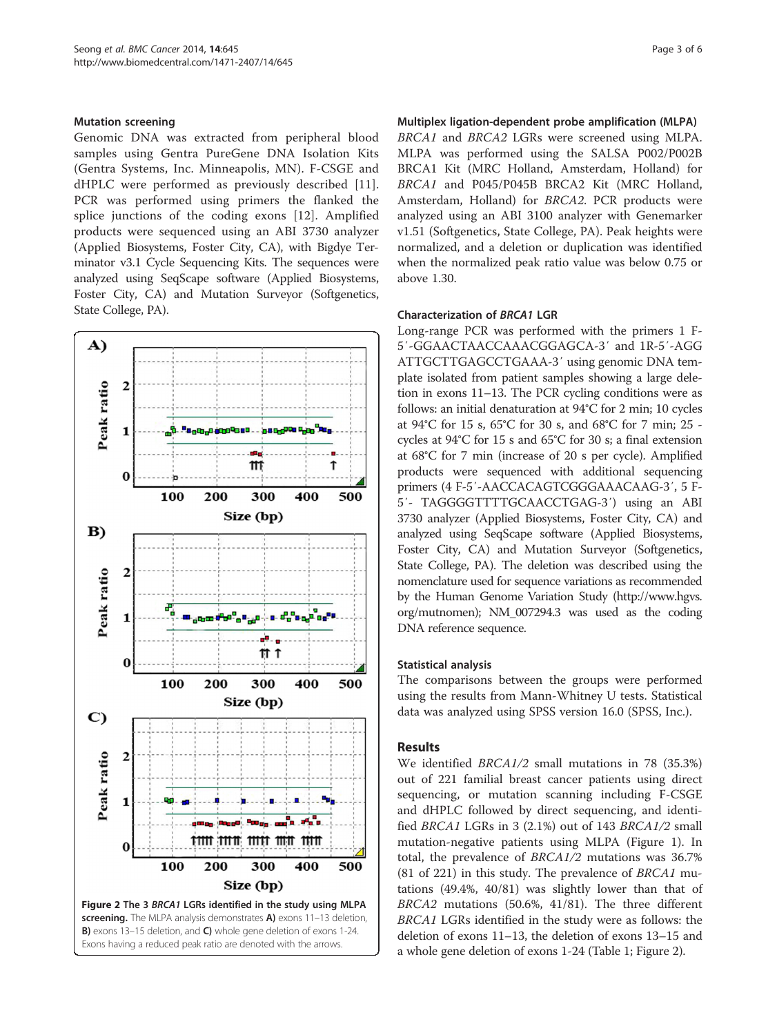### Mutation screening

Genomic DNA was extracted from peripheral blood samples using Gentra PureGene DNA Isolation Kits (Gentra Systems, Inc. Minneapolis, MN). F-CSGE and dHPLC were performed as previously described [11]. PCR was performed using primers the flanked the splice junctions of the coding exons [12]. Amplified products were sequenced using an ABI 3730 analyzer (Applied Biosystems, Foster City, CA), with Bigdye Terminator v3.1 Cycle Sequencing Kits. The sequences were analyzed using SeqScape software (Applied Biosystems, Foster City, CA) and Mutation Surveyor (Softgenetics, State College, PA).

**Figure 2 The 3 *BRCA1* LGRs identified in the study using MLPA screening.** The MLPA analysis demonstrates **A)** exons 11–13 deletion, **B)** exons 13–15 deletion, and **C)** whole gene deletion of exons 1-24. Exons having a reduced peak ratio are denoted with the arrows.

### Multiplex ligation-dependent probe amplification (MLPA)

*BRCA1* and *BRCA2* LGRs were screened using MLPA. MLPA was performed using the SALSA P002/P002B BRCA1 Kit (MRC Holland, Amsterdam, Holland) for *BRCA1* and P045/P045B BRCA2 Kit (MRC Holland, Amsterdam, Holland) for *BRCA2*. PCR products were analyzed using an ABI 3100 analyzer with Genemarker v1.51 (Softgenetics, State College, PA). Peak heights were normalized, and a deletion or duplication was identified when the normalized peak ratio value was below 0.75 or above 1.30.

### Characterization of *BRCA1* LGR

Long-range PCR was performed with the primers 1 F-5′-GGAACTAACCAAACGGAGCA-3′ and 1R-5′-AGGATTGCTTGAGCCTGAAA-3′ using genomic DNA template isolated from patient samples showing a large deletion in exons 11–13. The PCR cycling conditions were as follows: an initial denaturation at 94°C for 2 min; 10 cycles at 94°C for 15 s, 65°C for 30 s, and 68°C for 7 min; 25 -cycles at 94°C for 15 s and 65°C for 30 s; a final extension at 68°C for 7 min (increase of 20 s per cycle). Amplified products were sequenced with additional sequencing primers (4 F-5′-AACCACAGTCGGGAAACAAG-3′, 5 F-5′- TAGGGGTTTTGCAACCTGAG-3′) using an ABI 3730 analyzer (Applied Biosystems, Foster City, CA) and analyzed using SeqScape software (Applied Biosystems, Foster City, CA) and Mutation Surveyor (Softgenetics, State College, PA). The deletion was described using the nomenclature used for sequence variations as recommended by the Human Genome Variation Study (http://www.hgvs.org/mutnomen); NM_007294.3 was used as the coding DNA reference sequence.

### Statistical analysis

The comparisons between the groups were performed using the results from Mann-Whitney U tests. Statistical data was analyzed using SPSS version 16.0 (SPSS, Inc.).

## Results

We identified *BRCA1/2* small mutations in 78 (35.3%) out of 221 familial breast cancer patients using direct sequencing, or mutation scanning including F-CSGE and dHPLC followed by direct sequencing, and identified *BRCA1* LGRs in 3 (2.1%) out of 143 *BRCA1/2* small mutation-negative patients using MLPA (Figure 1). In total, the prevalence of *BRCA1/2* mutations was 36.7% (81 of 221) in this study. The prevalence of *BRCA1* mutations (49.4%, 40/81) was slightly lower than that of *BRCA2* mutations (50.6%, 41/81). The three different *BRCA1* LGRs identified in the study were as follows: the deletion of exons 11–13, the deletion of exons 13–15 and a whole gene deletion of exons 1-24 (Table 1; Figure 2).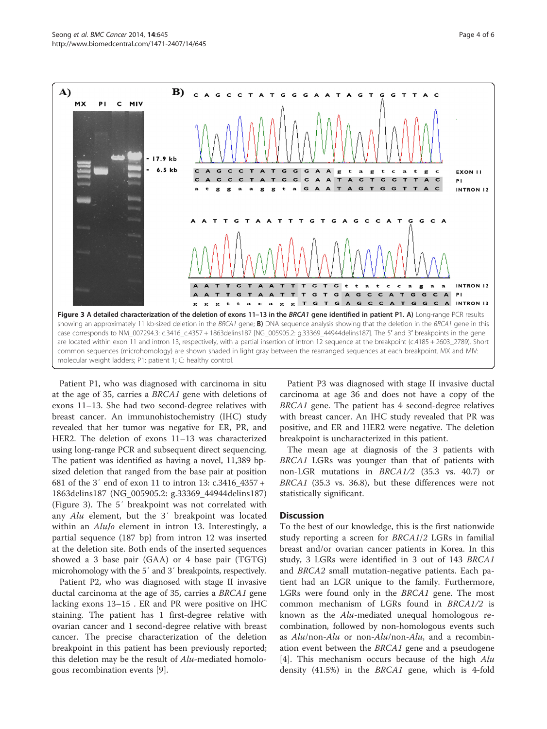Figure 3 A detailed characterization of the deletion of exons 11–13 in the *BRCA1* gene identified in patient P1. A) Long-range PCR results showing an approximately 11 kb-sized deletion in the *BRCA1* gene; B) DNA sequence analysis showing that the deletion in the *BRCA1* gene in this case corresponds to NM_007294.3: c.3416_c.4357 + 1863delins187 [NG_005905.2: g.33369_44944delins187]. The 5′ and 3′ breakpoints in the gene are located within exon 11 and intron 13, respectively, with a partial insertion of intron 12 sequence at the breakpoint (c.4185 + 2603_2789). Short common sequences (microhomology) are shown shaded in light gray between the rearranged sequences at each breakpoint. MX and MIV: molecular weight ladders; P1: patient 1; C: healthy control.

Patient P1, who was diagnosed with carcinoma in situ at the age of 35, carries a *BRCA1* gene with deletions of exons 11–13. She had two second-degree relatives with breast cancer. An immunohistochemistry (IHC) study revealed that her tumor was negative for ER, PR, and HER2. The deletion of exons 11–13 was characterized using long-range PCR and subsequent direct sequencing. The patient was identified as having a novel, 11,389 bp-sized deletion that ranged from the base pair at position 681 of the 3′ end of exon 11 to intron 13: c.3416_4357 + 1863delins187 (NG_005905.2: g.33369_44944delins187) (Figure 3). The 5′ breakpoint was not correlated with any *Alu* element, but the 3′ breakpoint was located within an *AluJo* element in intron 13. Interestingly, a partial sequence (187 bp) from intron 12 was inserted at the deletion site. Both ends of the inserted sequences showed a 3 base pair (GAA) or 4 base pair (TGTG) microhomology with the 5′ and 3′ breakpoints, respectively.

Patient P2, who was diagnosed with stage II invasive ductal carcinoma at the age of 35, carries a *BRCA1* gene lacking exons 13–15 . ER and PR were positive on IHC staining. The patient has 1 first-degree relative with ovarian cancer and 1 second-degree relative with breast cancer. The precise characterization of the deletion breakpoint in this patient has been previously reported; this deletion may be the result of *Alu*-mediated homologous recombination events [9].

Patient P3 was diagnosed with stage II invasive ductal carcinoma at age 36 and does not have a copy of the *BRCA1* gene. The patient has 4 second-degree relatives with breast cancer. An IHC study revealed that PR was positive, and ER and HER2 were negative. The deletion breakpoint is uncharacterized in this patient.

The mean age at diagnosis of the 3 patients with *BRCA1* LGRs was younger than that of patients with non-LGR mutations in *BRCA1/2* (35.3 vs. 40.7) or *BRCA1* (35.3 vs. 36.8), but these differences were not statistically significant.

## Discussion

To the best of our knowledge, this is the first nationwide study reporting a screen for *BRCA1/2* LGRs in familial breast and/or ovarian cancer patients in Korea. In this study, 3 LGRs were identified in 3 out of 143 *BRCA1* and *BRCA2* small mutation-negative patients. Each patient had an LGR unique to the family. Furthermore, LGRs were found only in the *BRCA1* gene. The most common mechanism of LGRs found in *BRCA1/2* is known as the *Alu*-mediated unequal homologous recombination, followed by non-homologous events such as *Alu*/non-*Alu* or non-*Alu*/non-*Alu*, and a recombination event between the *BRCA1* gene and a pseudogene [4]. This mechanism occurs because of the high *Alu* density (41.5%) in the *BRCA1* gene, which is 4-fold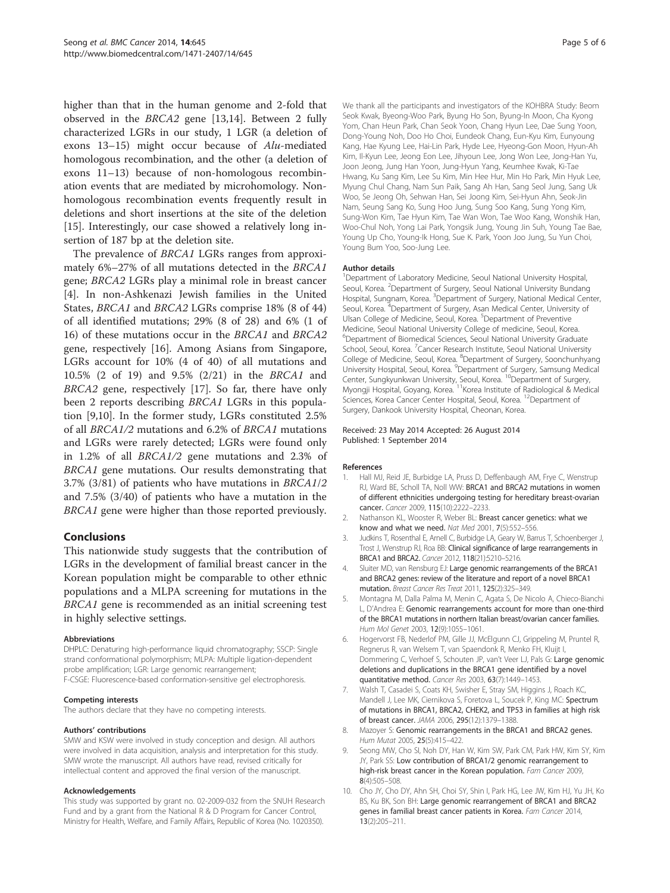higher than that in the human genome and 2-fold that observed in the *BRCA2* gene [13,14]. Between 2 fully characterized LGRs in our study, 1 LGR (a deletion of exons 13–15) might occur because of *Alu*-mediated homologous recombination, and the other (a deletion of exons 11–13) because of non-homologous recombination events that are mediated by microhomology. Non-homologous recombination events frequently result in deletions and short insertions at the site of the deletion [15]. Interestingly, our case showed a relatively long insertion of 187 bp at the deletion site.

The prevalence of *BRCA1* LGRs ranges from approximately 6%–27% of all mutations detected in the *BRCA1* gene; *BRCA2* LGRs play a minimal role in breast cancer [4]. In non-Ashkenazi Jewish families in the United States, *BRCA1* and *BRCA2* LGRs comprise 18% (8 of 44) of all identified mutations; 29% (8 of 28) and 6% (1 of 16) of these mutations occur in the *BRCA1* and *BRCA2* gene, respectively [16]. Among Asians from Singapore, LGRs account for 10% (4 of 40) of all mutations and 10.5% (2 of 19) and 9.5% (2/21) in the *BRCA1* and *BRCA2* gene, respectively [17]. So far, there have only been 2 reports describing *BRCA1* LGRs in this population [9,10]. In the former study, LGRs constituted 2.5% of all *BRCA1/2* mutations and 6.2% of *BRCA1* mutations and LGRs were rarely detected; LGRs were found only in 1.2% of all *BRCA1/2* gene mutations and 2.3% of *BRCA1* gene mutations. Our results demonstrating that 3.7% (3/81) of patients who have mutations in *BRCA1*/2 and 7.5% (3/40) of patients who have a mutation in the *BRCA1* gene were higher than those reported previously.

## Conclusions

This nationwide study suggests that the contribution of LGRs in the development of familial breast cancer in the Korean population might be comparable to other ethnic populations and a MLPA screening for mutations in the *BRCA1* gene is recommended as an initial screening test in highly selective settings.

#### Abbreviations

DHPLC: Denaturing high-performance liquid chromatography; SSCP: Single strand conformational polymorphism; MLPA: Multiple ligation-dependent probe amplification; LGR: Large genomic rearrangement; F-CSGE: Fluorescence-based conformation-sensitive gel electrophoresis.

#### Competing interests

The authors declare that they have no competing interests.

#### Authors' contributions

SMW and KSW were involved in study conception and design. All authors were involved in data acquisition, analysis and interpretation for this study. SMW wrote the manuscript. All authors have read, revised critically for intellectual content and approved the final version of the manuscript.

#### Acknowledgements

This study was supported by grant no. 02-2009-032 from the SNUH Research Fund and by a grant from the National R & D Program for Cancer Control, Ministry for Health, Welfare, and Family Affairs, Republic of Korea (No. 1020350).

We thank all the participants and investigators of the KOHBRA Study: Beom Seok Kwak, Byeong-Woo Park, Byung Ho Son, Byung-In Moon, Cha Kyong Yom, Chan Heun Park, Chan Seok Yoon, Chang Hyun Lee, Dae Sung Yoon, Dong-Young Noh, Doo Ho Choi, Eundeok Chang, Eun-Kyu Kim, Eunyoung Kang, Hae Kyung Lee, Hai-Lin Park, Hyde Lee, Hyeong-Gon Moon, Hyun-Ah Kim, Il-Kyun Lee, Jeong Eon Lee, Jihyoun Lee, Jong Won Lee, Jong-Han Yu, Joon Jeong, Jung Han Yoon, Jung-Hyun Yang, Keumhee Kwak, Ki-Tae Hwang, Ku Sang Kim, Lee Su Kim, Min Hee Hur, Min Ho Park, Min Hyuk Lee, Myung Chul Chang, Nam Sun Paik, Sang Ah Han, Sang Seol Jung, Sang Uk Woo, Se Jeong Oh, Sehwan Han, Sei Joong Kim, Sei-Hyun Ahn, Seok-Jin Nam, Seung Sang Ko, Sung Hoo Jung, Sung Soo Kang, Sung Yong Kim, Sung-Won Kim, Tae Hyun Kim, Tae Wan Won, Tae Woo Kang, Wonshik Han, Woo-Chul Noh, Yong Lai Park, Yongsik Jung, Young Jin Suh, Young Tae Bae, Young Up Cho, Young-Ik Hong, Sue K. Park, Yoon Joo Jung, Su Yun Choi, Young Bum Yoo, Soo-Jung Lee.

#### Author details

[1]Department of Laboratory Medicine, Seoul National University Hospital, Seoul, Korea. [2]Department of Surgery, Seoul National University Bundang Hospital, Sungnam, Korea. [3]Department of Surgery, National Medical Center, Seoul, Korea. [4]Department of Surgery, Asan Medical Center, University of Ulsan College of Medicine, Seoul, Korea. [5]Department of Preventive Medicine, Seoul National University College of medicine, Seoul, Korea. [6]Department of Biomedical Sciences, Seoul National University Graduate School, Seoul, Korea. [7]Cancer Research Institute, Seoul National University College of Medicine, Seoul, Korea. [8]Department of Surgery, Soonchunhyang University Hospital, Seoul, Korea. [9]Department of Surgery, Samsung Medical Center, Sungkyunkwan University, Seoul, Korea. [10]Department of Surgery, Myongji Hospital, Goyang, Korea. [11]Korea Institute of Radiological & Medical Sciences, Korea Cancer Center Hospital, Seoul, Korea. [12]Department of Surgery, Dankook University Hospital, Cheonan, Korea.

Received: 23 May 2014 Accepted: 26 August 2014
Published: 1 September 2014

#### References

1. Hall MJ, Reid JE, Burbidge LA, Pruss D, Deffenbaugh AM, Frye C, Wenstrup RJ, Ward BE, Scholl TA, Noll WW: **BRCA1 and BRCA2 mutations in women of different ethnicities undergoing testing for hereditary breast-ovarian cancer.** *Cancer* 2009, **115**(10):2222–2233.
2. Nathanson KL, Wooster R, Weber BL: **Breast cancer genetics: what we know and what we need.** *Nat Med* 2001, **7**(5):552–556.
3. Judkins T, Rosenthal E, Arnell C, Burbidge LA, Geary W, Barrus T, Schoenberger J, Trost J, Wenstrup RJ, Roa BB: **Clinical significance of large rearrangements in BRCA1 and BRCA2.** *Cancer* 2012, **118**(21):5210–5216.
4. Sluiter MD, van Rensburg EJ: **Large genomic rearrangements of the BRCA1 and BRCA2 genes: review of the literature and report of a novel BRCA1 mutation.** *Breast Cancer Res Treat* 2011, **125**(2):325–349.
5. Montagna M, Dalla Palma M, Menin C, Agata S, De Nicolo A, Chieco-Bianchi L, D'Andrea E: **Genomic rearrangements account for more than one-third of the BRCA1 mutations in northern Italian breast/ovarian cancer families.** *Hum Mol Genet* 2003, **12**(9):1055–1061.
6. Hogervorst FB, Nederlof PM, Gille JJ, McElgunn CJ, Grippeling M, Pruntel R, Regnerus R, van Welsem T, van Spaendonk R, Menko FH, Kluijt I, Dommering C, Verhoef S, Schouten JP, van't Veer LJ, Pals G: **Large genomic deletions and duplications in the BRCA1 gene identified by a novel quantitative method.** *Cancer Res* 2003, **63**(7):1449–1453.
7. Walsh T, Casadei S, Coats KH, Swisher E, Stray SM, Higgins J, Roach KC, Mandell J, Lee MK, Ciernikova S, Foretova L, Soucek P, King MC: **Spectrum of mutations in BRCA1, BRCA2, CHEK2, and TP53 in families at high risk of breast cancer.** *JAMA* 2006, **295**(12):1379–1388.
8. Mazoyer S: **Genomic rearrangements in the BRCA1 and BRCA2 genes.** *Hum Mutat* 2005, **25**(5):415–422.
9. Seong MW, Cho SI, Noh DY, Han W, Kim SW, Park CM, Park HW, Kim SY, Kim JY, Park SS: **Low contribution of BRCA1/2 genomic rearrangement to high-risk breast cancer in the Korean population.** *Fam Cancer* 2009, **8**(4):505–508.
10. Cho JY, Cho DY, Ahn SH, Choi SY, Shin I, Park HG, Lee JW, Kim HJ, Yu JH, Ko BS, Ku BK, Son BH: **Large genomic rearrangement of BRCA1 and BRCA2 genes in familial breast cancer patients in Korea.** *Fam Cancer* 2014, **13**(2):205–211.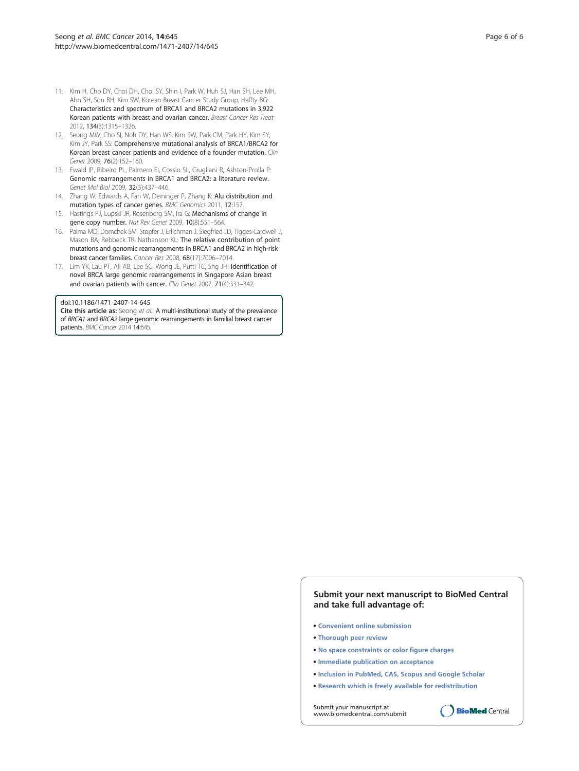11. Kim H, Cho DY, Choi DH, Choi SY, Shin I, Park W, Huh SJ, Han SH, Lee MH, Ahn SH, Son BH, Kim SW, Korean Breast Cancer Study Group, Haffty BG: Characteristics and spectrum of BRCA1 and BRCA2 mutations in 3,922 Korean patients with breast and ovarian cancer. *Breast Cancer Res Treat* 2012, **134**(3):1315–1326.
12. Seong MW, Cho SI, Noh DY, Han WS, Kim SW, Park CM, Park HY, Kim SY, Kim JY, Park SS: Comprehensive mutational analysis of BRCA1/BRCA2 for Korean breast cancer patients and evidence of a founder mutation. *Clin Genet* 2009, **76**(2):152–160.
13. Ewald IP, Ribeiro PL, Palmero EI, Cossio SL, Giugliani R, Ashton-Prolla P: Genomic rearrangements in BRCA1 and BRCA2: a literature review. *Genet Mol Biol* 2009, **32**(3):437–446.
14. Zhang W, Edwards A, Fan W, Deininger P, Zhang K: Alu distribution and mutation types of cancer genes. *BMC Genomics* 2011, **12**:157.
15. Hastings PJ, Lupski JR, Rosenberg SM, Ira G: Mechanisms of change in gene copy number. *Nat Rev Genet* 2009, **10**(8):551–564.
16. Palma MD, Domchek SM, Stopfer J, Erlichman J, Siegfried JD, Tigges-Cardwell J, Mason BA, Rebbeck TR, Nathanson KL: The relative contribution of point mutations and genomic rearrangements in BRCA1 and BRCA2 in high-risk breast cancer families. *Cancer Res* 2008, **68**(17):7006–7014.
17. Lim YK, Lau PT, Ali AB, Lee SC, Wong JE, Putti TC, Sng JH: Identification of novel BRCA large genomic rearrangements in Singapore Asian breast and ovarian patients with cancer. *Clin Genet* 2007, **71**(4):331–342.

doi:10.1186/1471-2407-14-645

**Cite this article as:** Seong *et al.*: A multi-institutional study of the prevalence of *BRCA1* and *BRCA2* large genomic rearrangements in familial breast cancer patients. *BMC Cancer* 2014 **14**:645.

**Submit your next manuscript to BioMed Central and take full advantage of:**

- **Convenient online submission**
- **Thorough peer review**
- **No space constraints or color figure charges**
- **Immediate publication on acceptance**
- **Inclusion in PubMed, CAS, Scopus and Google Scholar**
- **Research which is freely available for redistribution**

Submit your manuscript at www.biomedcentral.com/submit

BioMed Central